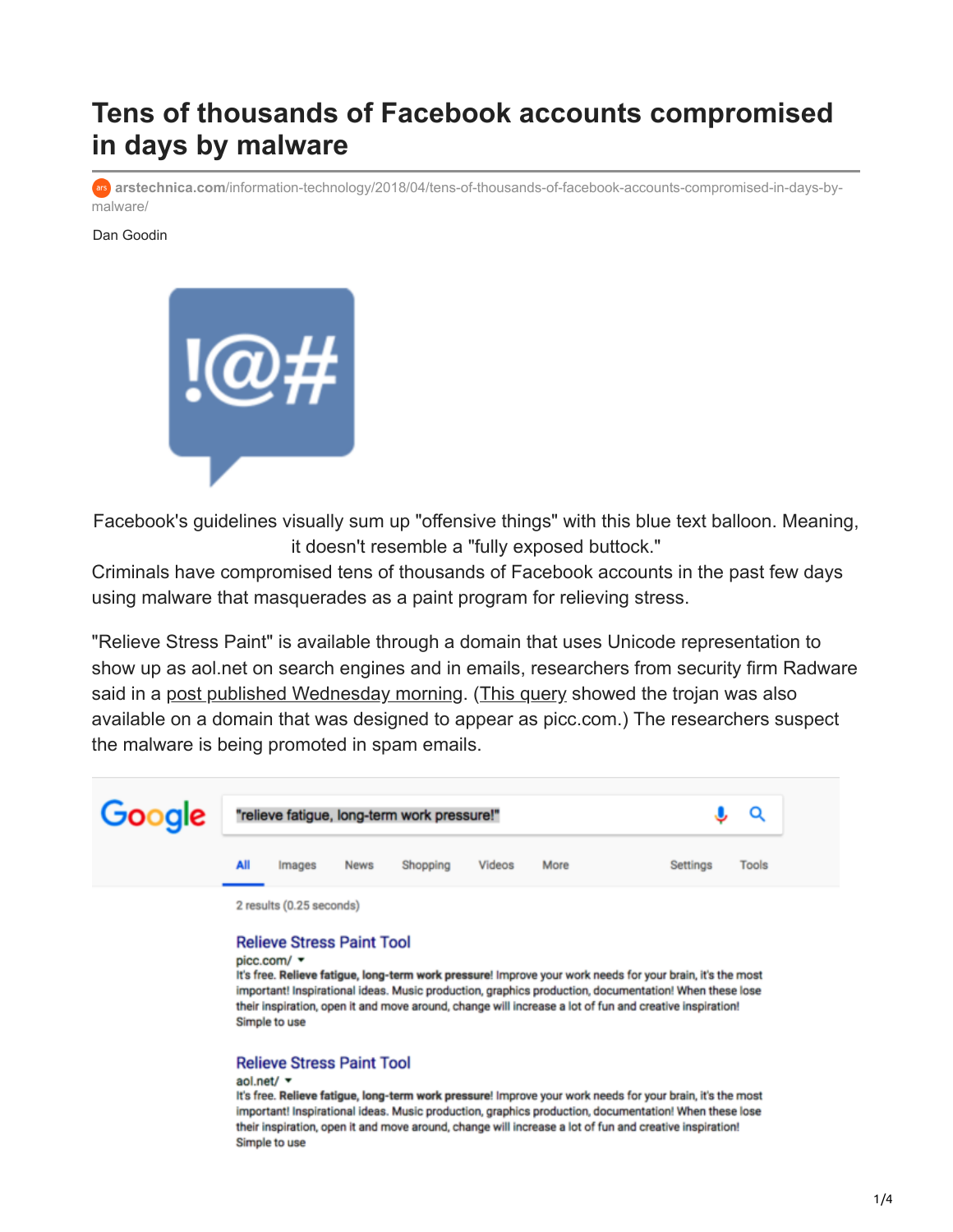# Tens of thousands of Facebook accounts compromised in days by malware

arstechnica.com/information-technology/2018/04/tens-of-thousands-of-facebook-accounts-compromised-in-days-by-malware/

Dan Goodin

Facebook's guidelines visually sum up "offensive things" with this blue text balloon. Meaning, it doesn't resemble a "fully exposed buttock."

Criminals have compromised tens of thousands of Facebook accounts in the past few days using malware that masquerades as a paint program for relieving stress.

"Relieve Stress Paint" is available through a domain that uses Unicode representation to show up as aol.net on search engines and in emails, researchers from security firm Radware said in a post published Wednesday morning. (This query showed the trojan was also available on a domain that was designed to appear as picc.com.) The researchers suspect the malware is being promoted in spam emails.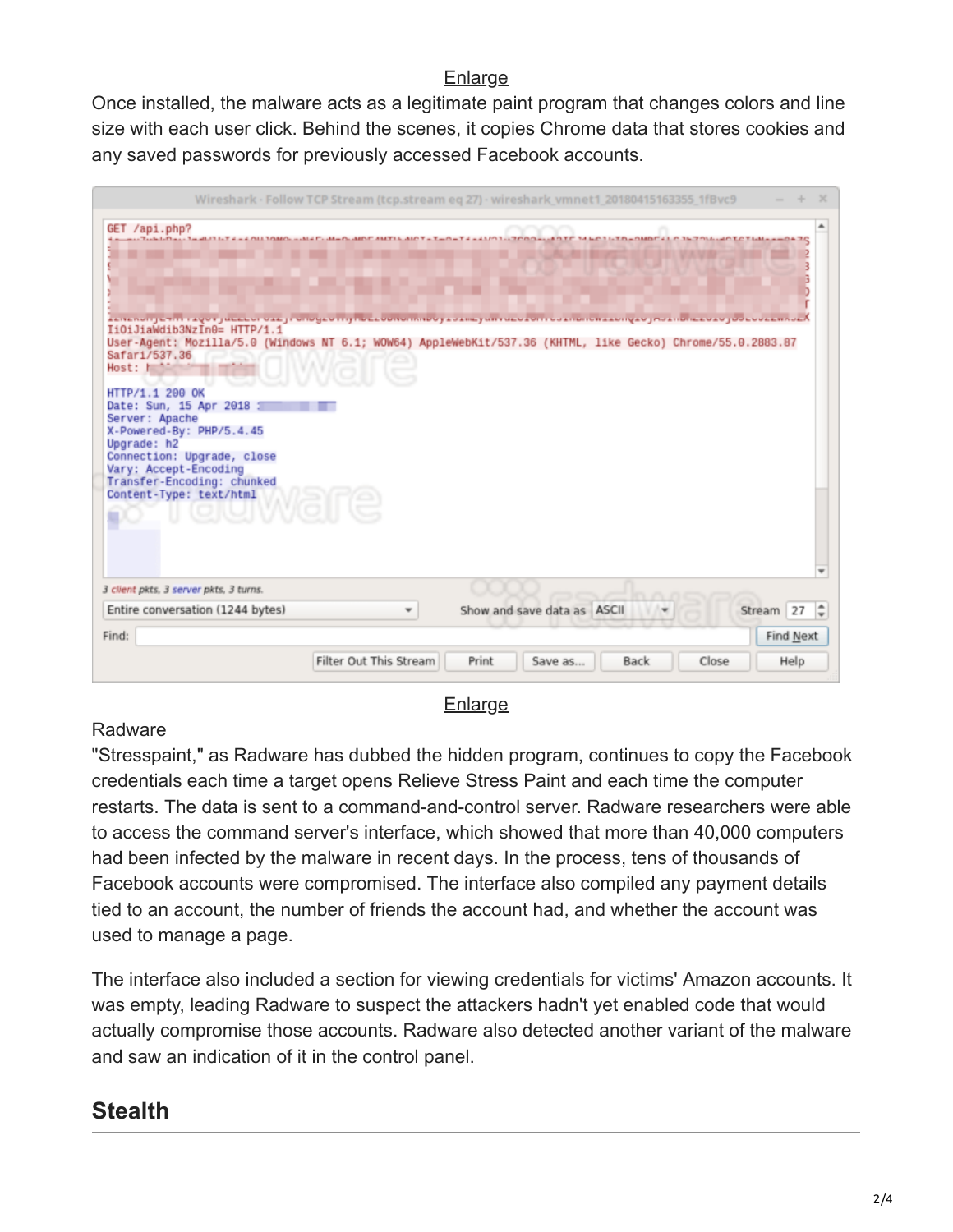Enlarge

Once installed, the malware acts as a legitimate paint program that changes colors and line size with each user click. Behind the scenes, it copies Chrome data that stores cookies and any saved passwords for previously accessed Facebook accounts.

Enlarge

Radware

"Stresspaint," as Radware has dubbed the hidden program, continues to copy the Facebook credentials each time a target opens Relieve Stress Paint and each time the computer restarts. The data is sent to a command-and-control server. Radware researchers were able to access the command server's interface, which showed that more than 40,000 computers had been infected by the malware in recent days. In the process, tens of thousands of Facebook accounts were compromised. The interface also compiled any payment details tied to an account, the number of friends the account had, and whether the account was used to manage a page.

The interface also included a section for viewing credentials for victims' Amazon accounts. It was empty, leading Radware to suspect the attackers hadn't yet enabled code that would actually compromise those accounts. Radware also detected another variant of the malware and saw an indication of it in the control panel.

## Stealth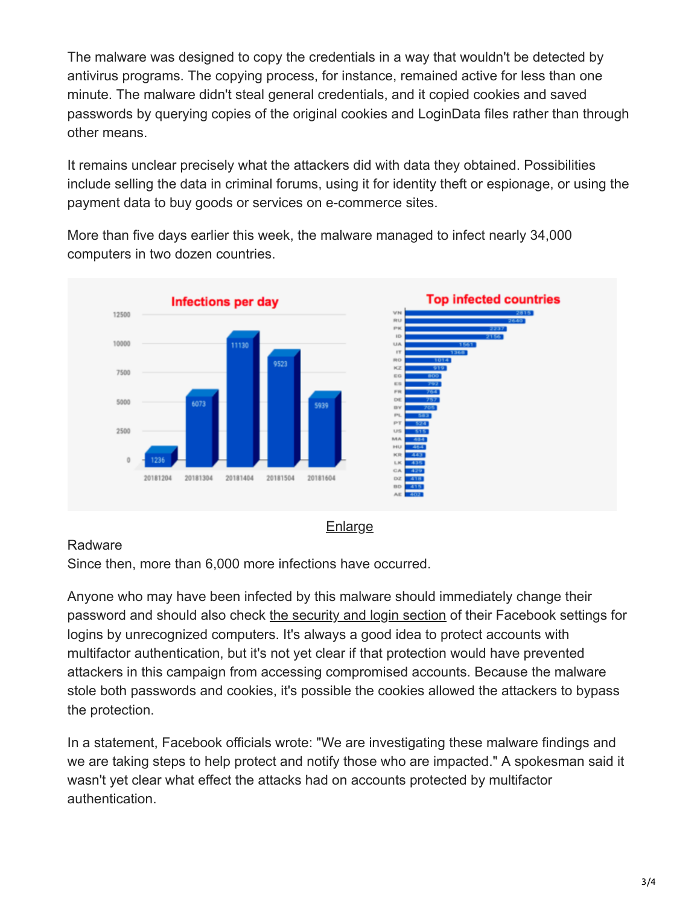The malware was designed to copy the credentials in a way that wouldn't be detected by antivirus programs. The copying process, for instance, remained active for less than one minute. The malware didn't steal general credentials, and it copied cookies and saved passwords by querying copies of the original cookies and LoginData files rather than through other means.

It remains unclear precisely what the attackers did with data they obtained. Possibilities include selling the data in criminal forums, using it for identity theft or espionage, or using the payment data to buy goods or services on e-commerce sites.

More than five days earlier this week, the malware managed to infect nearly 34,000 computers in two dozen countries.

Enlarge

Radware

Since then, more than 6,000 more infections have occurred.

Anyone who may have been infected by this malware should immediately change their password and should also check the security and login section of their Facebook settings for logins by unrecognized computers. It's always a good idea to protect accounts with multifactor authentication, but it's not yet clear if that protection would have prevented attackers in this campaign from accessing compromised accounts. Because the malware stole both passwords and cookies, it's possible the cookies allowed the attackers to bypass the protection.

In a statement, Facebook officials wrote: "We are investigating these malware findings and we are taking steps to help protect and notify those who are impacted." A spokesman said it wasn't yet clear what effect the attacks had on accounts protected by multifactor authentication.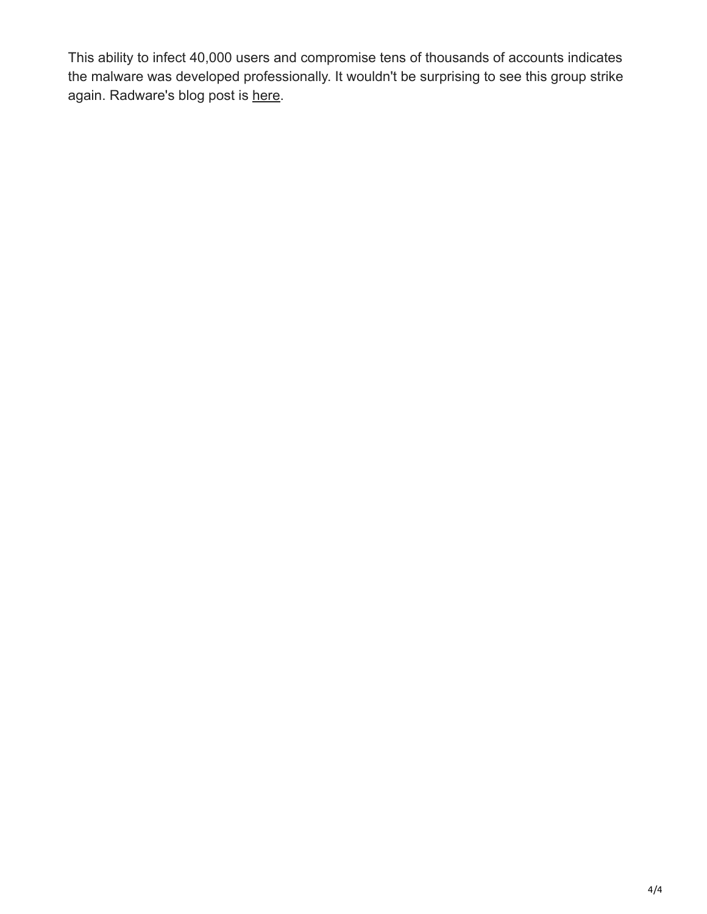This ability to infect 40,000 users and compromise tens of thousands of accounts indicates the malware was developed professionally. It wouldn't be surprising to see this group strike again. Radware's blog post is here.